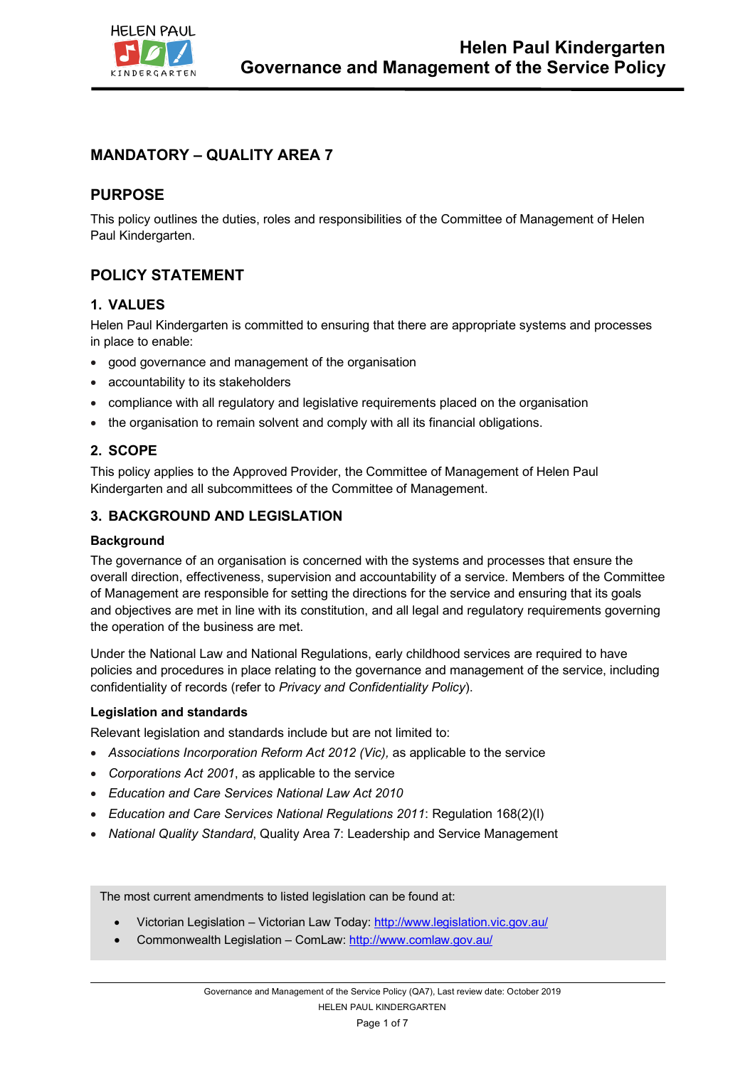# MANDATORY – QUALITY AREA 7

## PURPOSE

This policy outlines the duties, roles and responsibilities of the Committee of Management of Helen Paul Kindergarten.

## POLICY STATEMENT

### 1. VALUES

Helen Paul Kindergarten is committed to ensuring that there are appropriate systems and processes in place to enable:

- good governance and management of the organisation
- accountability to its stakeholders
- compliance with all regulatory and legislative requirements placed on the organisation
- the organisation to remain solvent and comply with all its financial obligations.

### 2. SCOPE

This policy applies to the Approved Provider, the Committee of Management of Helen Paul Kindergarten and all subcommittees of the Committee of Management.

### 3. BACKGROUND AND LEGISLATION

#### Background

The governance of an organisation is concerned with the systems and processes that ensure the overall direction, effectiveness, supervision and accountability of a service. Members of the Committee of Management are responsible for setting the directions for the service and ensuring that its goals and objectives are met in line with its constitution, and all legal and regulatory requirements governing the operation of the business are met.

Under the National Law and National Regulations, early childhood services are required to have policies and procedures in place relating to the governance and management of the service, including confidentiality of records (refer to *Privacy and Confidentiality Policy*).

#### Legislation and standards

Relevant legislation and standards include but are not limited to:

- *Associations Incorporation Reform Act 2012 (Vic),* as applicable to the service
- *Corporations Act 2001*, as applicable to the service
- *Education and Care Services National Law Act 2010*
- *Education and Care Services National Regulations 2011*: Regulation 168(2)(l)
- *National Quality Standard*, Quality Area 7: Leadership and Service Management

The most current amendments to listed legislation can be found at:

- Victorian Legislation – Victorian Law Today: http://www.legislation.vic.gov.au/
- Commonwealth Legislation – ComLaw: http://www.comlaw.gov.au/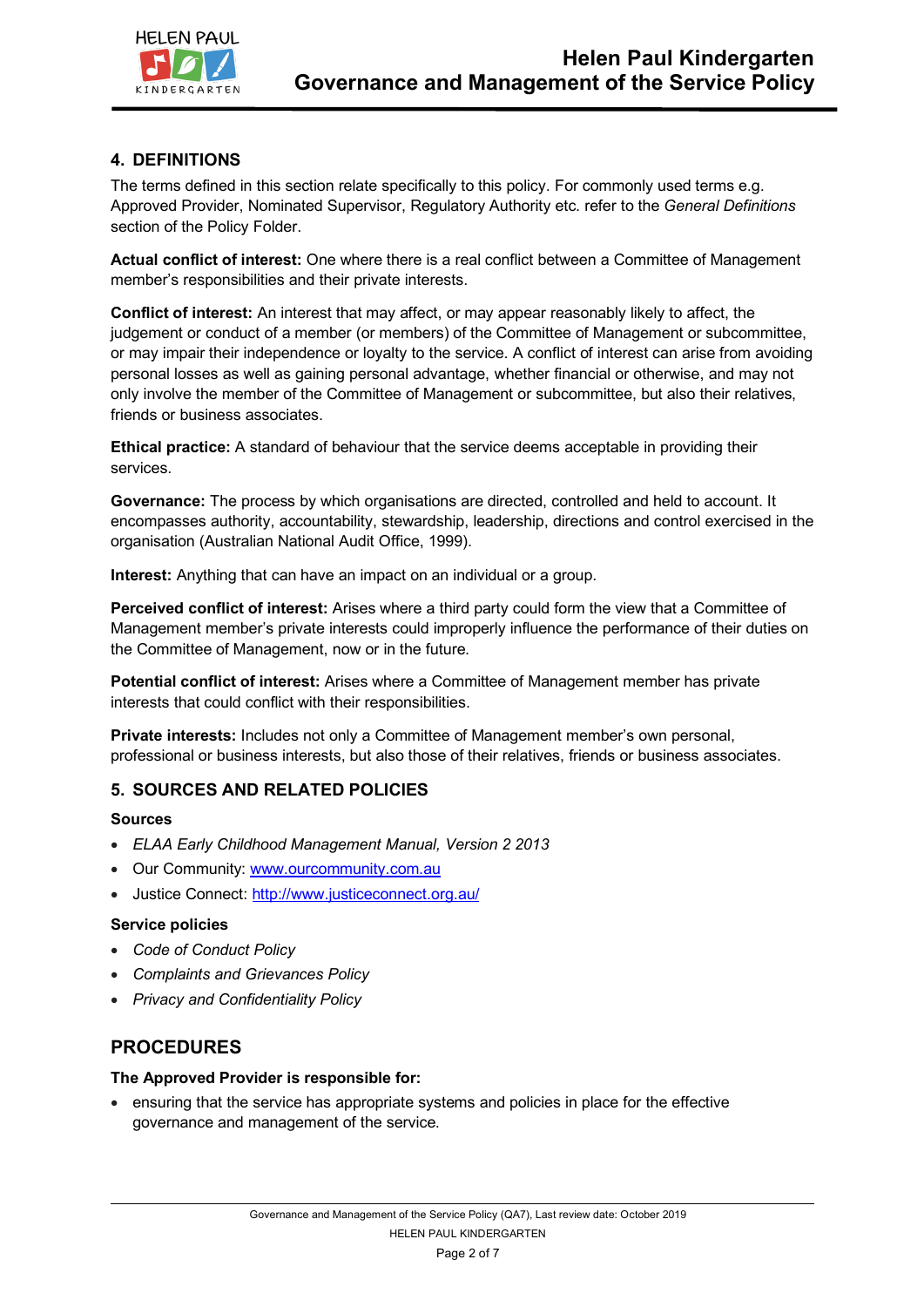## 4. DEFINITIONS

The terms defined in this section relate specifically to this policy. For commonly used terms e.g. Approved Provider, Nominated Supervisor, Regulatory Authority etc. refer to the *General Definitions* section of the Policy Folder.

**Actual conflict of interest:** One where there is a real conflict between a Committee of Management member's responsibilities and their private interests.

**Conflict of interest:** An interest that may affect, or may appear reasonably likely to affect, the judgement or conduct of a member (or members) of the Committee of Management or subcommittee, or may impair their independence or loyalty to the service. A conflict of interest can arise from avoiding personal losses as well as gaining personal advantage, whether financial or otherwise, and may not only involve the member of the Committee of Management or subcommittee, but also their relatives, friends or business associates.

**Ethical practice:** A standard of behaviour that the service deems acceptable in providing their services.

**Governance:** The process by which organisations are directed, controlled and held to account. It encompasses authority, accountability, stewardship, leadership, directions and control exercised in the organisation (Australian National Audit Office, 1999).

**Interest:** Anything that can have an impact on an individual or a group.

**Perceived conflict of interest:** Arises where a third party could form the view that a Committee of Management member's private interests could improperly influence the performance of their duties on the Committee of Management, now or in the future.

**Potential conflict of interest:** Arises where a Committee of Management member has private interests that could conflict with their responsibilities.

**Private interests:** Includes not only a Committee of Management member's own personal, professional or business interests, but also those of their relatives, friends or business associates.

## 5. SOURCES AND RELATED POLICIES

### Sources

- *ELAA Early Childhood Management Manual, Version 2 2013*
- Our Community: www.ourcommunity.com.au
- Justice Connect: http://www.justiceconnect.org.au/

### Service policies

- *Code of Conduct Policy*
- *Complaints and Grievances Policy*
- *Privacy and Confidentiality Policy*

# PROCEDURES

### The Approved Provider is responsible for:

- ensuring that the service has appropriate systems and policies in place for the effective governance and management of the service.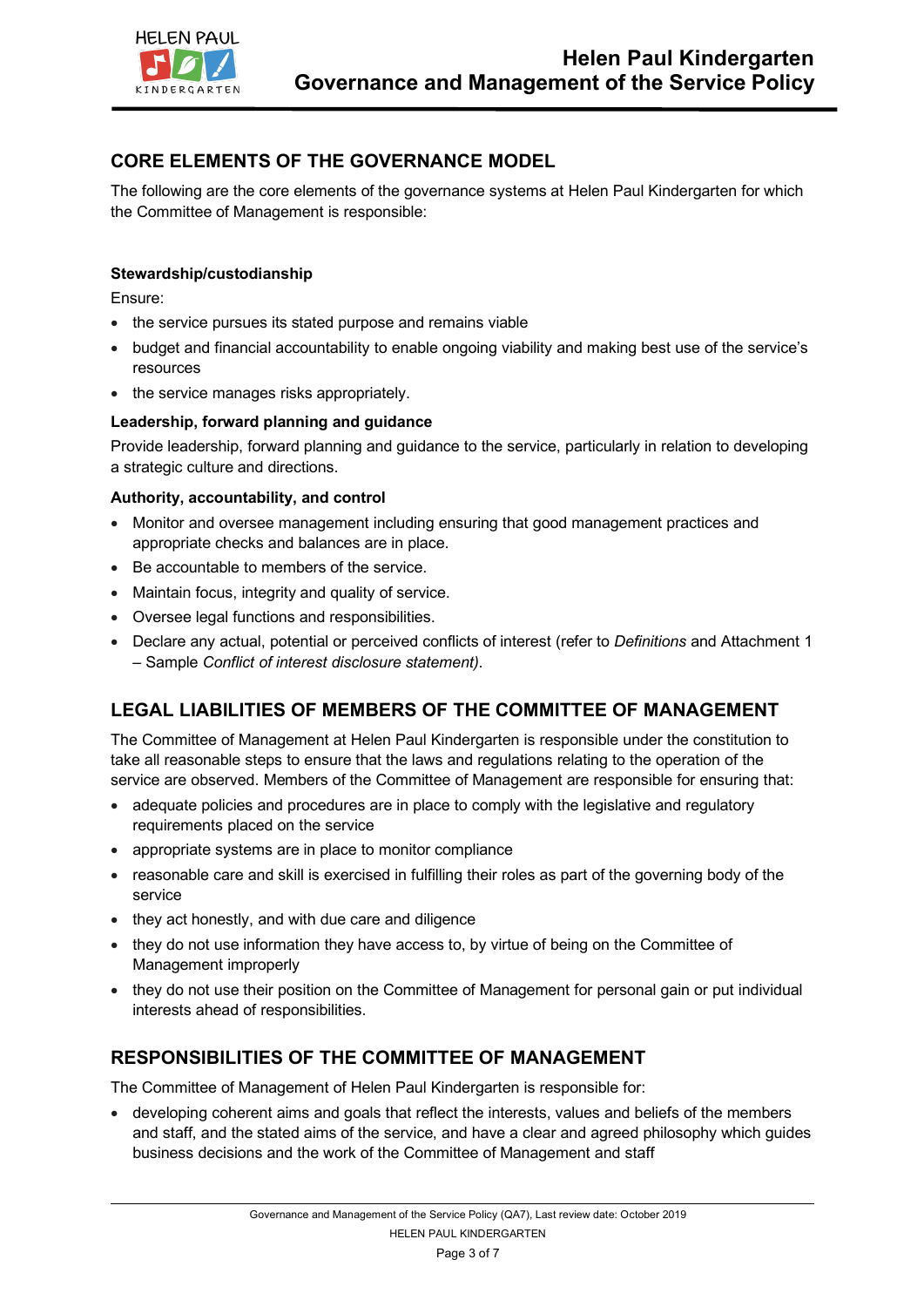## CORE ELEMENTS OF THE GOVERNANCE MODEL

The following are the core elements of the governance systems at Helen Paul Kindergarten for which the Committee of Management is responsible:

**Stewardship/custodianship**

Ensure:

- the service pursues its stated purpose and remains viable
- budget and financial accountability to enable ongoing viability and making best use of the service's resources
- the service manages risks appropriately.

**Leadership, forward planning and guidance**

Provide leadership, forward planning and guidance to the service, particularly in relation to developing a strategic culture and directions.

**Authority, accountability, and control**

- Monitor and oversee management including ensuring that good management practices and appropriate checks and balances are in place.
- Be accountable to members of the service.
- Maintain focus, integrity and quality of service.
- Oversee legal functions and responsibilities.
- Declare any actual, potential or perceived conflicts of interest (refer to *Definitions* and Attachment 1 – Sample *Conflict of interest disclosure statement)*.

## LEGAL LIABILITIES OF MEMBERS OF THE COMMITTEE OF MANAGEMENT

The Committee of Management at Helen Paul Kindergarten is responsible under the constitution to take all reasonable steps to ensure that the laws and regulations relating to the operation of the service are observed. Members of the Committee of Management are responsible for ensuring that:

- adequate policies and procedures are in place to comply with the legislative and regulatory requirements placed on the service
- appropriate systems are in place to monitor compliance
- reasonable care and skill is exercised in fulfilling their roles as part of the governing body of the service
- they act honestly, and with due care and diligence
- they do not use information they have access to, by virtue of being on the Committee of Management improperly
- they do not use their position on the Committee of Management for personal gain or put individual interests ahead of responsibilities.

## RESPONSIBILITIES OF THE COMMITTEE OF MANAGEMENT

The Committee of Management of Helen Paul Kindergarten is responsible for:

- developing coherent aims and goals that reflect the interests, values and beliefs of the members and staff, and the stated aims of the service, and have a clear and agreed philosophy which guides business decisions and the work of the Committee of Management and staff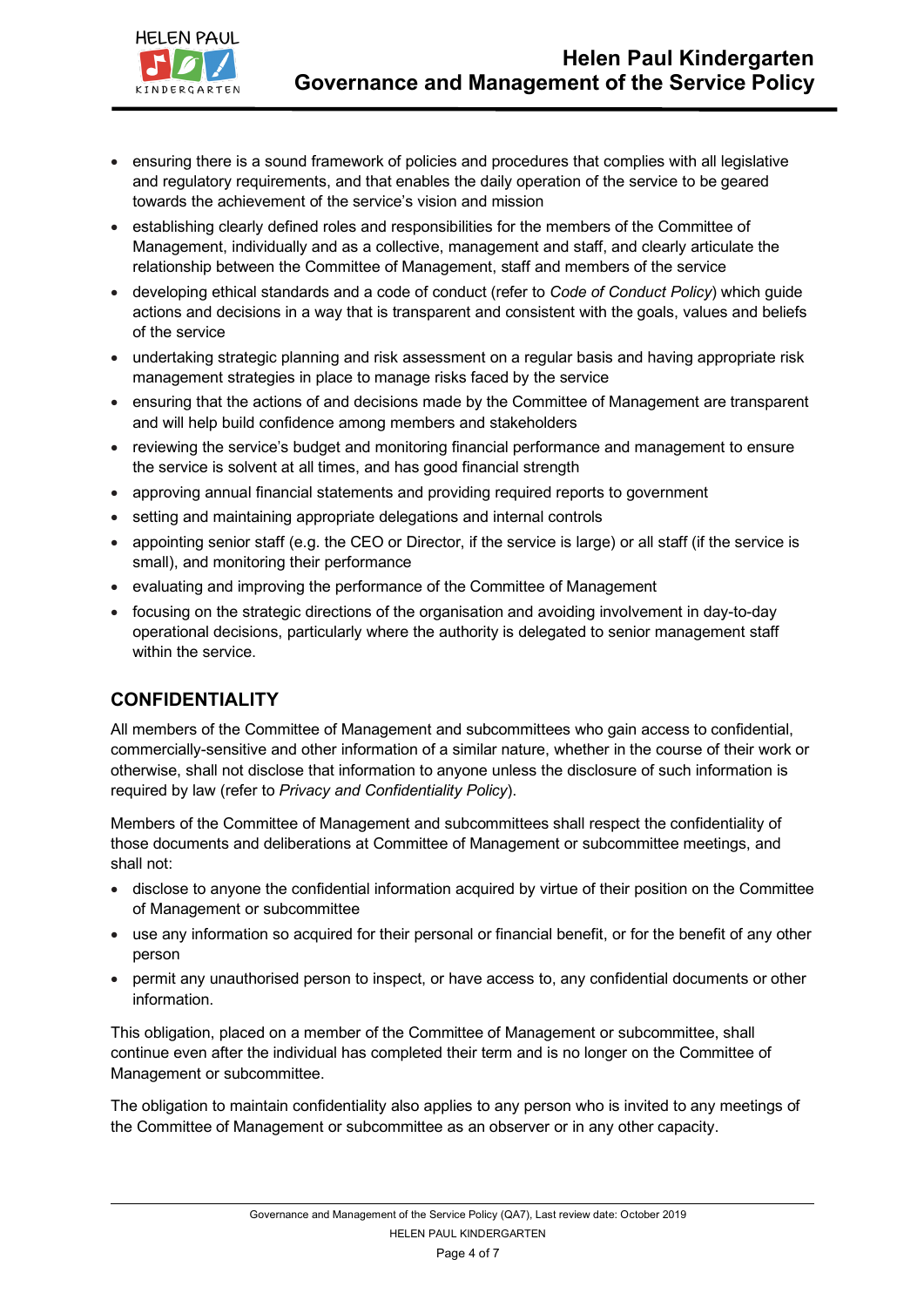- ensuring there is a sound framework of policies and procedures that complies with all legislative and regulatory requirements, and that enables the daily operation of the service to be geared towards the achievement of the service's vision and mission
- establishing clearly defined roles and responsibilities for the members of the Committee of Management, individually and as a collective, management and staff, and clearly articulate the relationship between the Committee of Management, staff and members of the service
- developing ethical standards and a code of conduct (refer to *Code of Conduct Policy*) which guide actions and decisions in a way that is transparent and consistent with the goals, values and beliefs of the service
- undertaking strategic planning and risk assessment on a regular basis and having appropriate risk management strategies in place to manage risks faced by the service
- ensuring that the actions of and decisions made by the Committee of Management are transparent and will help build confidence among members and stakeholders
- reviewing the service's budget and monitoring financial performance and management to ensure the service is solvent at all times, and has good financial strength
- approving annual financial statements and providing required reports to government
- setting and maintaining appropriate delegations and internal controls
- appointing senior staff (e.g. the CEO or Director, if the service is large) or all staff (if the service is small), and monitoring their performance
- evaluating and improving the performance of the Committee of Management
- focusing on the strategic directions of the organisation and avoiding involvement in day-to-day operational decisions, particularly where the authority is delegated to senior management staff within the service.

## CONFIDENTIALITY

All members of the Committee of Management and subcommittees who gain access to confidential, commercially-sensitive and other information of a similar nature, whether in the course of their work or otherwise, shall not disclose that information to anyone unless the disclosure of such information is required by law (refer to *Privacy and Confidentiality Policy*).

Members of the Committee of Management and subcommittees shall respect the confidentiality of those documents and deliberations at Committee of Management or subcommittee meetings, and shall not:

- disclose to anyone the confidential information acquired by virtue of their position on the Committee of Management or subcommittee
- use any information so acquired for their personal or financial benefit, or for the benefit of any other person
- permit any unauthorised person to inspect, or have access to, any confidential documents or other information.

This obligation, placed on a member of the Committee of Management or subcommittee, shall continue even after the individual has completed their term and is no longer on the Committee of Management or subcommittee.

The obligation to maintain confidentiality also applies to any person who is invited to any meetings of the Committee of Management or subcommittee as an observer or in any other capacity.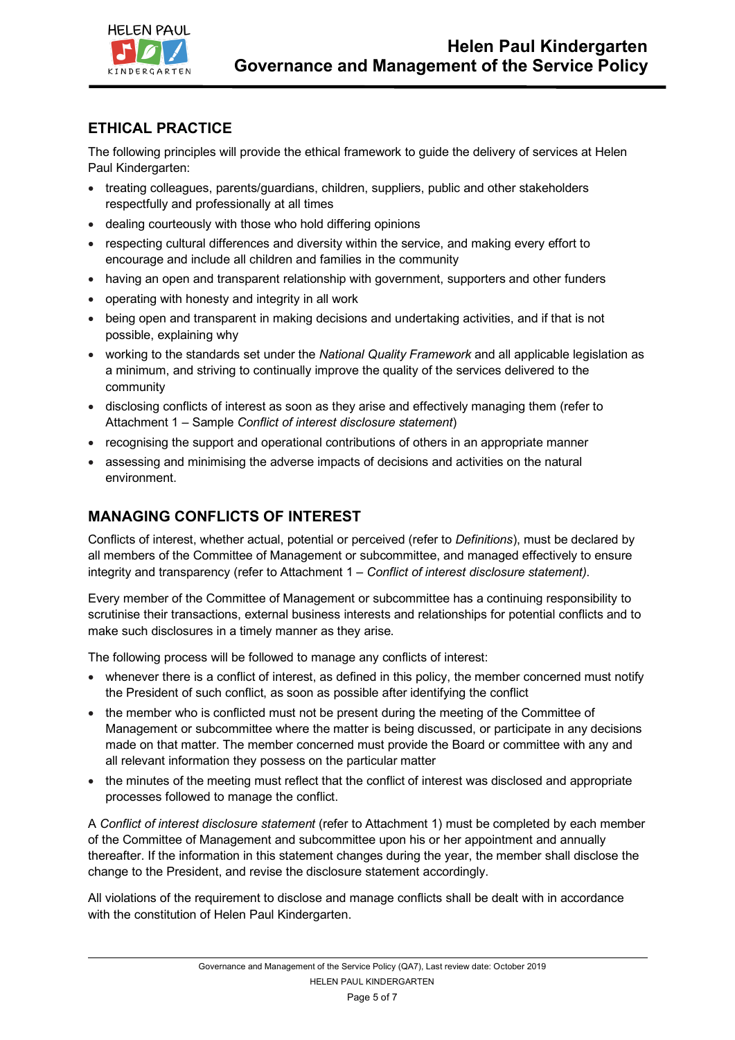## ETHICAL PRACTICE

The following principles will provide the ethical framework to guide the delivery of services at Helen Paul Kindergarten:

- treating colleagues, parents/guardians, children, suppliers, public and other stakeholders respectfully and professionally at all times
- dealing courteously with those who hold differing opinions
- respecting cultural differences and diversity within the service, and making every effort to encourage and include all children and families in the community
- having an open and transparent relationship with government, supporters and other funders
- operating with honesty and integrity in all work
- being open and transparent in making decisions and undertaking activities, and if that is not possible, explaining why
- working to the standards set under the *National Quality Framework* and all applicable legislation as a minimum, and striving to continually improve the quality of the services delivered to the community
- disclosing conflicts of interest as soon as they arise and effectively managing them (refer to Attachment 1 – Sample *Conflict of interest disclosure statement*)
- recognising the support and operational contributions of others in an appropriate manner
- assessing and minimising the adverse impacts of decisions and activities on the natural environment.

## MANAGING CONFLICTS OF INTEREST

Conflicts of interest, whether actual, potential or perceived (refer to *Definitions*), must be declared by all members of the Committee of Management or subcommittee, and managed effectively to ensure integrity and transparency (refer to Attachment 1 – *Conflict of interest disclosure statement)*.

Every member of the Committee of Management or subcommittee has a continuing responsibility to scrutinise their transactions, external business interests and relationships for potential conflicts and to make such disclosures in a timely manner as they arise.

The following process will be followed to manage any conflicts of interest:

- whenever there is a conflict of interest, as defined in this policy, the member concerned must notify the President of such conflict, as soon as possible after identifying the conflict
- the member who is conflicted must not be present during the meeting of the Committee of Management or subcommittee where the matter is being discussed, or participate in any decisions made on that matter. The member concerned must provide the Board or committee with any and all relevant information they possess on the particular matter
- the minutes of the meeting must reflect that the conflict of interest was disclosed and appropriate processes followed to manage the conflict.

A *Conflict of interest disclosure statement* (refer to Attachment 1) must be completed by each member of the Committee of Management and subcommittee upon his or her appointment and annually thereafter. If the information in this statement changes during the year, the member shall disclose the change to the President, and revise the disclosure statement accordingly.

All violations of the requirement to disclose and manage conflicts shall be dealt with in accordance with the constitution of Helen Paul Kindergarten.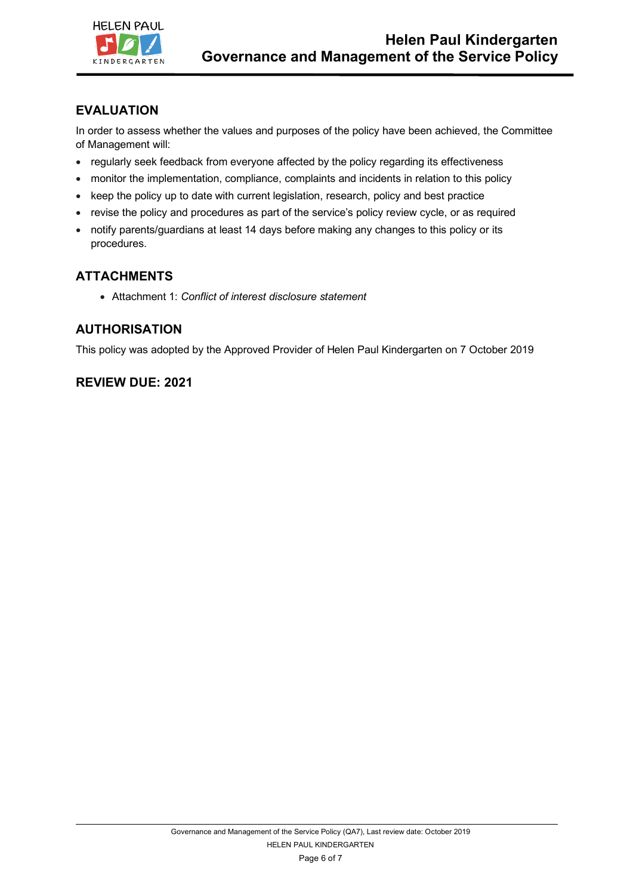## EVALUATION

In order to assess whether the values and purposes of the policy have been achieved, the Committee of Management will:

- regularly seek feedback from everyone affected by the policy regarding its effectiveness
- monitor the implementation, compliance, complaints and incidents in relation to this policy
- keep the policy up to date with current legislation, research, policy and best practice
- revise the policy and procedures as part of the service's policy review cycle, or as required
- notify parents/guardians at least 14 days before making any changes to this policy or its procedures.

## ATTACHMENTS

- Attachment 1: *Conflict of interest disclosure statement*

## AUTHORISATION

This policy was adopted by the Approved Provider of Helen Paul Kindergarten on 7 October 2019

## REVIEW DUE: 2021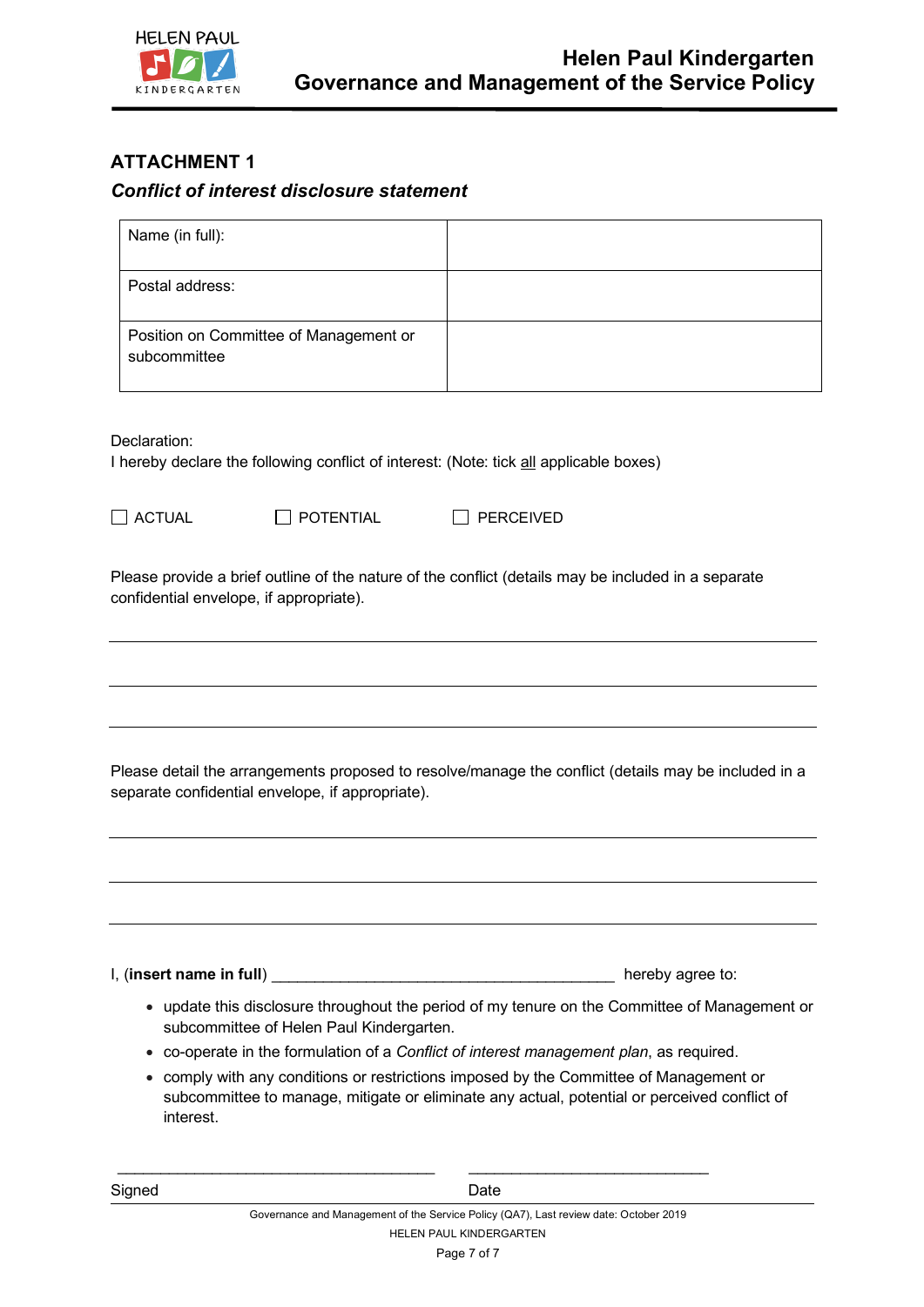## ATTACHMENT 1

### *Conflict of interest disclosure statement*

| | |
|---|---|
| Name (in full): | |
| Postal address: | |
| Position on Committee of Management or subcommittee | |

Declaration:
I hereby declare the following conflict of interest: (Note: tick all applicable boxes)

☐ ACTUAL ☐ POTENTIAL ☐ PERCEIVED

Please provide a brief outline of the nature of the conflict (details may be included in a separate confidential envelope, if appropriate).

______________________________________________________________________

______________________________________________________________________

______________________________________________________________________

Please detail the arrangements proposed to resolve/manage the conflict (details may be included in a separate confidential envelope, if appropriate).

______________________________________________________________________

______________________________________________________________________

______________________________________________________________________

I, (**insert name in full**) ________________________________________ hereby agree to:

- update this disclosure throughout the period of my tenure on the Committee of Management or subcommittee of Helen Paul Kindergarten.
- co-operate in the formulation of a *Conflict of interest management plan*, as required.
- comply with any conditions or restrictions imposed by the Committee of Management or subcommittee to manage, mitigate or eliminate any actual, potential or perceived conflict of interest.

______________________________________ ______________________________

Signed Date